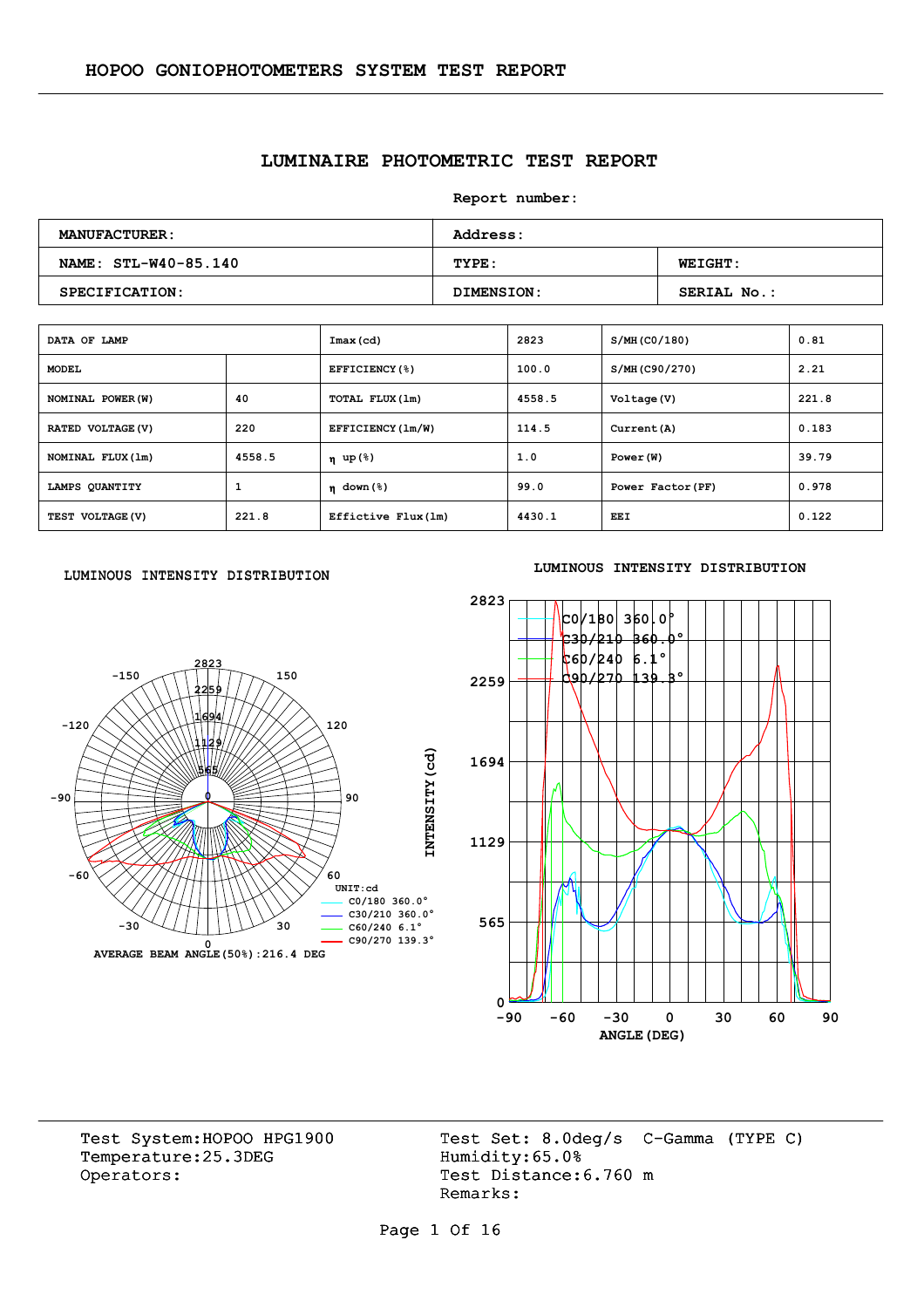HOPOO GONIOPHOTOMETERS SYSTEM TEST REPORT

# LUMINAIRE PHOTOMETRIC TEST REPORT

Report number:

| MANUFACTURER: | Address: | |
|---|---|---|
| NAME: STL-W40-85.140 | TYPE: | WEIGHT: |
| SPECIFICATION: | DIMENSION: | SERIAL No.: |

| DATA OF LAMP | | Imax(cd) | 2823 | S/MH(C0/180) | 0.81 |
|---|---|---|---|---|---|
| MODEL | | EFFICIENCY(%) | 100.0 | S/MH(C90/270) | 2.21 |
| NOMINAL POWER(W) | 40 | TOTAL FLUX(lm) | 4558.5 | Voltage(V) | 221.8 |
| RATED VOLTAGE(V) | 220 | EFFICIENCY(lm/W) | 114.5 | Current(A) | 0.183 |
| NOMINAL FLUX(lm) | 4558.5 | η up(%) | 1.0 | Power(W) | 39.79 |
| LAMPS QUANTITY | 1 | η down(%) | 99.0 | Power Factor(PF) | 0.978 |
| TEST VOLTAGE(V) | 221.8 | Effictive Flux(lm) | 4430.1 | EEI | 0.122 |

LUMINOUS INTENSITY DISTRIBUTION

UNIT:cd
C0/180 360.0°
C30/210 360.0°
C60/240 6.1°
C90/270 139.3°

AVERAGE BEAM ANGLE(50%):216.4 DEG

LUMINOUS INTENSITY DISTRIBUTION

C0/180 360.0°
C30/210 360.0°
C60/240 6.1°
C90/270 139.3°

INTENSITY(cd)

ANGLE(DEG)

Test System:HOPOO HPG1900
Temperature:25.3DEG
Operators:

Test Set: 8.0deg/s C-Gamma (TYPE C)
Humidity:65.0%
Test Distance:6.760 m
Remarks: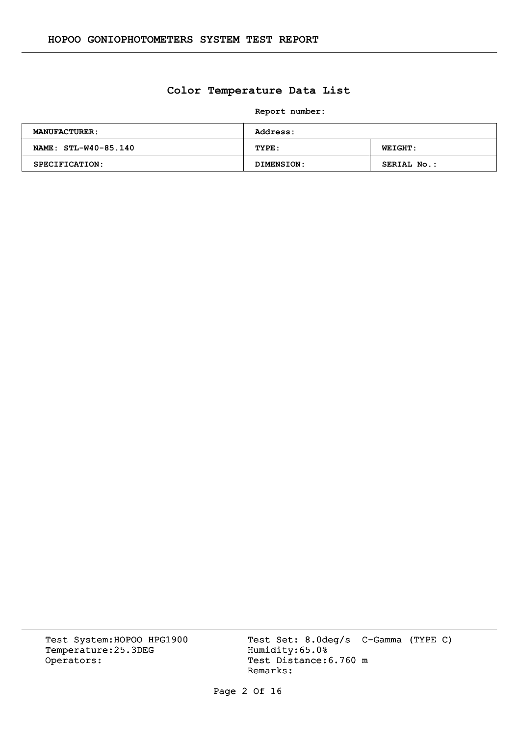## Color Temperature Data List

**Report number:**

| MANUFACTURER: | Address: | |
|---|---|---|
| NAME: STL-W40-85.140 | TYPE: | WEIGHT: |
| SPECIFICATION: | DIMENSION: | SERIAL No.: |

Test System:HOPOO HPG1900
Temperature:25.3DEG
Operators:

Test Set: 8.0deg/s C-Gamma (TYPE C)
Humidity:65.0%
Test Distance:6.760 m
Remarks: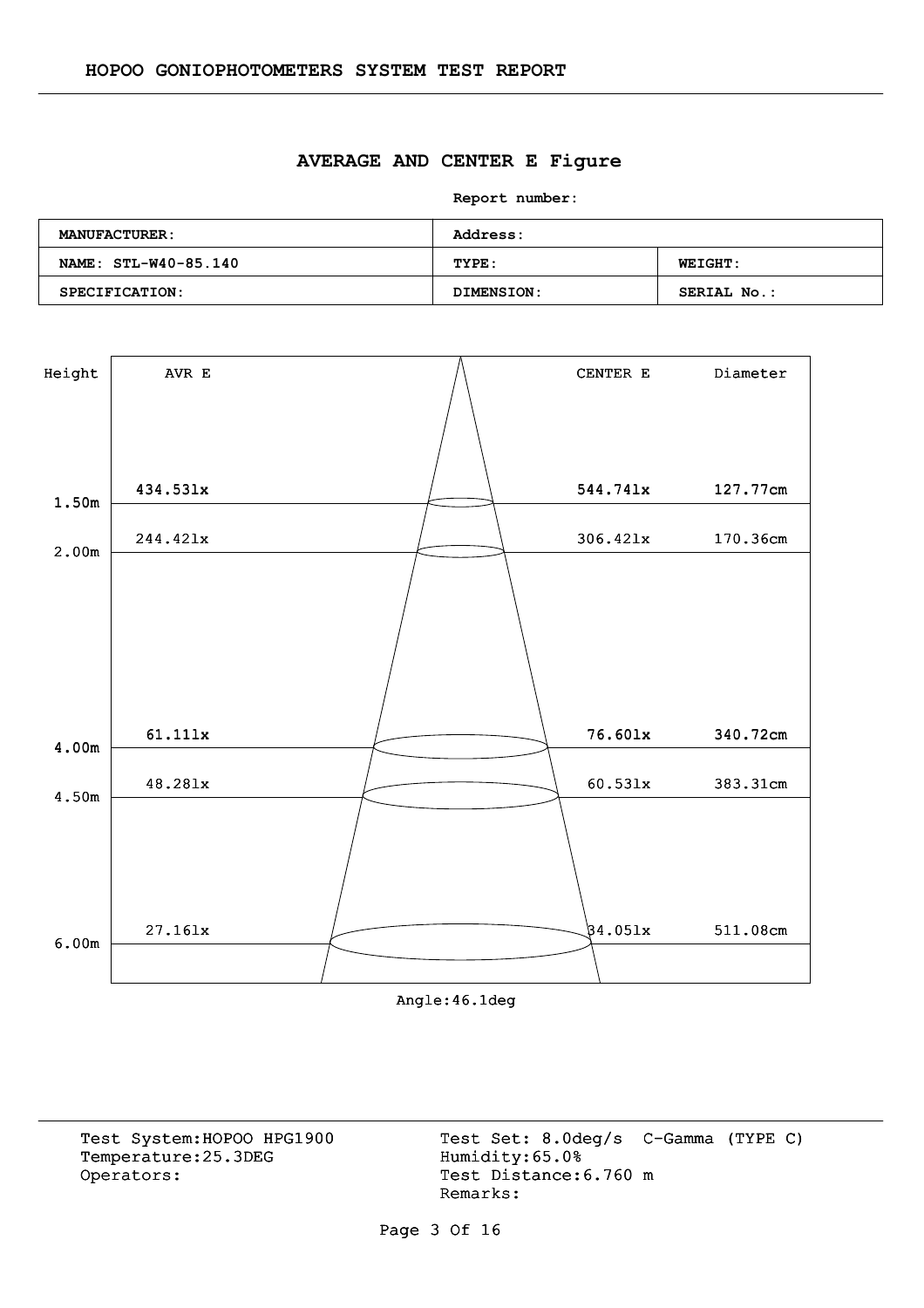# AVERAGE AND CENTER E Figure

**Report number:**

| **MANUFACTURER:** | **Address:** | |
|---|---|---|
| **NAME: STL-W40-85.140** | **TYPE:** | **WEIGHT:** |
| **SPECIFICATION:** | **DIMENSION:** | **SERIAL No.:** |

| Height | AVR E | CENTER E | Diameter |
|---|---|---|---|
| 1.50m | 434.53lx | 544.74lx | 127.77cm |
| 2.00m | 244.42lx | 306.42lx | 170.36cm |
| 4.00m | 61.11lx | 76.60lx | 340.72cm |
| 4.50m | 48.28lx | 60.53lx | 383.31cm |
| 6.00m | 27.16lx | 34.05lx | 511.08cm |

Angle:46.1deg

Test System:HOPOO HPG1900
Temperature:25.3DEG
Operators:

Test Set: 8.0deg/s C-Gamma (TYPE C)
Humidity:65.0%
Test Distance:6.760 m
Remarks: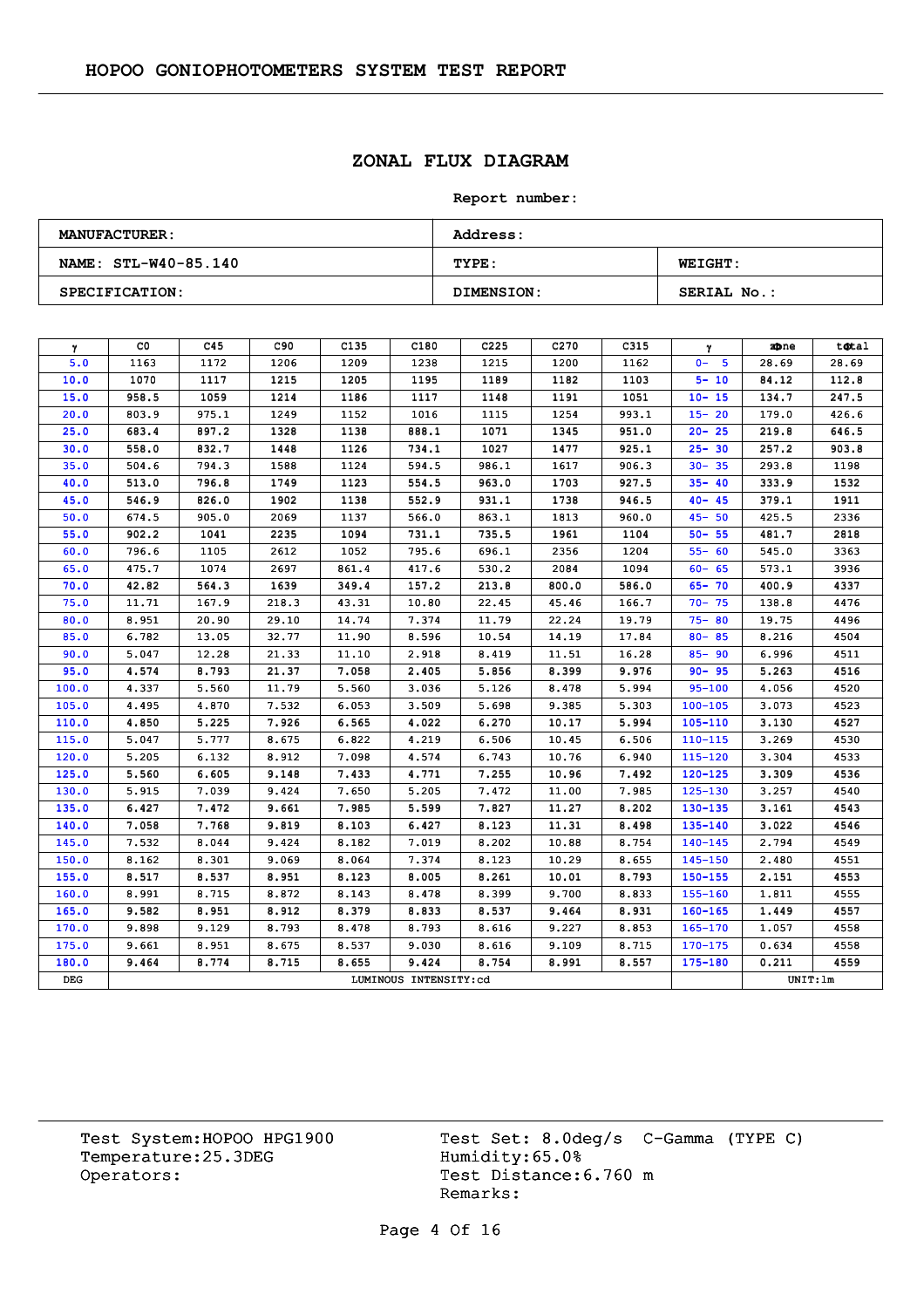# HOPOO GONIOPHOTOMETERS SYSTEM TEST REPORT

## ZONAL FLUX DIAGRAM

**Report number:**

| **MANUFACTURER:** | **Address:** | |
|---|---|---|
| **NAME: STL-W40-85.140** | **TYPE:** | **WEIGHT:** |
| **SPECIFICATION:** | **DIMENSION:** | **SERIAL No.:** |

| γ | C0 | C45 | C90 | C135 | C180 | C225 | C270 | C315 | γ | zone | total |
|---|---|---|---|---|---|---|---|---|---|---|---|
| 5.0 | 1163 | 1172 | 1206 | 1209 | 1238 | 1215 | 1200 | 1162 | 0- 5 | 28.69 | 28.69 |
| 10.0 | 1070 | 1117 | 1215 | 1205 | 1195 | 1189 | 1182 | 1103 | 5- 10 | 84.12 | 112.8 |
| 15.0 | 958.5 | 1059 | 1214 | 1186 | 1117 | 1148 | 1191 | 1051 | 10- 15 | 134.7 | 247.5 |
| 20.0 | 803.9 | 975.1 | 1249 | 1152 | 1016 | 1115 | 1254 | 993.1 | 15- 20 | 179.0 | 426.6 |
| 25.0 | 683.4 | 897.2 | 1328 | 1138 | 888.1 | 1071 | 1345 | 951.0 | 20- 25 | 219.8 | 646.5 |
| 30.0 | 558.0 | 832.7 | 1448 | 1126 | 734.1 | 1027 | 1477 | 925.1 | 25- 30 | 257.2 | 903.8 |
| 35.0 | 504.6 | 794.3 | 1588 | 1124 | 594.5 | 986.1 | 1617 | 906.3 | 30- 35 | 293.8 | 1198 |
| 40.0 | 513.0 | 796.8 | 1749 | 1123 | 554.5 | 963.0 | 1703 | 927.5 | 35- 40 | 333.9 | 1532 |
| 45.0 | 546.9 | 826.0 | 1902 | 1138 | 552.9 | 931.1 | 1738 | 946.5 | 40- 45 | 379.1 | 1911 |
| 50.0 | 674.5 | 905.0 | 2069 | 1137 | 566.0 | 863.1 | 1813 | 960.0 | 45- 50 | 425.5 | 2336 |
| 55.0 | 902.2 | 1041 | 2235 | 1094 | 731.1 | 735.5 | 1961 | 1104 | 50- 55 | 481.7 | 2818 |
| 60.0 | 796.6 | 1105 | 2612 | 1052 | 795.6 | 696.1 | 2356 | 1204 | 55- 60 | 545.0 | 3363 |
| 65.0 | 475.7 | 1074 | 2697 | 861.4 | 417.6 | 530.2 | 2084 | 1094 | 60- 65 | 573.1 | 3936 |
| 70.0 | 42.82 | 564.3 | 1639 | 349.4 | 157.2 | 213.8 | 800.0 | 586.0 | 65- 70 | 400.9 | 4337 |
| 75.0 | 11.71 | 167.9 | 218.3 | 43.31 | 10.80 | 22.45 | 45.46 | 166.7 | 70- 75 | 138.8 | 4476 |
| 80.0 | 8.951 | 20.90 | 29.10 | 14.74 | 7.374 | 11.79 | 22.24 | 19.79 | 75- 80 | 19.75 | 4496 |
| 85.0 | 6.782 | 13.05 | 32.77 | 11.90 | 8.596 | 10.54 | 14.19 | 17.84 | 80- 85 | 8.216 | 4504 |
| 90.0 | 5.047 | 12.28 | 21.33 | 11.10 | 2.918 | 8.419 | 11.51 | 16.28 | 85- 90 | 6.996 | 4511 |
| 95.0 | 4.574 | 8.793 | 21.37 | 7.058 | 2.405 | 5.856 | 8.399 | 9.976 | 90- 95 | 5.263 | 4516 |
| 100.0 | 4.337 | 5.560 | 11.79 | 5.560 | 3.036 | 5.126 | 8.478 | 5.994 | 95-100 | 4.056 | 4520 |
| 105.0 | 4.495 | 4.870 | 7.532 | 6.053 | 3.509 | 5.698 | 9.385 | 5.303 | 100-105 | 3.073 | 4523 |
| 110.0 | 4.850 | 5.225 | 7.926 | 6.565 | 4.022 | 6.270 | 10.17 | 5.994 | 105-110 | 3.130 | 4527 |
| 115.0 | 5.047 | 5.777 | 8.675 | 6.822 | 4.219 | 6.506 | 10.45 | 6.506 | 110-115 | 3.269 | 4530 |
| 120.0 | 5.205 | 6.132 | 8.912 | 7.098 | 4.574 | 6.743 | 10.76 | 6.940 | 115-120 | 3.304 | 4533 |
| 125.0 | 5.560 | 6.605 | 9.148 | 7.433 | 4.771 | 7.255 | 10.96 | 7.492 | 120-125 | 3.309 | 4536 |
| 130.0 | 5.915 | 7.039 | 9.424 | 7.650 | 5.205 | 7.472 | 11.00 | 7.985 | 125-130 | 3.257 | 4540 |
| 135.0 | 6.427 | 7.472 | 9.661 | 7.985 | 5.599 | 7.827 | 11.27 | 8.202 | 130-135 | 3.161 | 4543 |
| 140.0 | 7.058 | 7.768 | 9.819 | 8.103 | 6.427 | 8.123 | 11.31 | 8.498 | 135-140 | 3.022 | 4546 |
| 145.0 | 7.532 | 8.044 | 9.424 | 8.182 | 7.019 | 8.202 | 10.88 | 8.754 | 140-145 | 2.794 | 4549 |
| 150.0 | 8.162 | 8.301 | 9.069 | 8.064 | 7.374 | 8.123 | 10.29 | 8.655 | 145-150 | 2.480 | 4551 |
| 155.0 | 8.517 | 8.537 | 8.951 | 8.123 | 8.005 | 8.261 | 10.01 | 8.793 | 150-155 | 2.151 | 4553 |
| 160.0 | 8.991 | 8.715 | 8.872 | 8.143 | 8.478 | 8.399 | 9.700 | 8.833 | 155-160 | 1.811 | 4555 |
| 165.0 | 9.582 | 8.951 | 8.912 | 8.379 | 8.833 | 8.537 | 9.464 | 8.931 | 160-165 | 1.449 | 4557 |
| 170.0 | 9.898 | 9.129 | 8.793 | 8.478 | 8.793 | 8.616 | 9.227 | 8.853 | 165-170 | 1.057 | 4558 |
| 175.0 | 9.661 | 8.951 | 8.675 | 8.537 | 9.030 | 8.616 | 9.109 | 8.715 | 170-175 | 0.634 | 4558 |
| 180.0 | 9.464 | 8.774 | 8.715 | 8.655 | 9.424 | 8.754 | 8.991 | 8.557 | 175-180 | 0.211 | 4559 |
| DEG | LUMINOUS INTENSITY:cd | | | | | | | | | UNIT:lm | |

Test System:HOPOO HPG1900
Temperature:25.3DEG
Operators:

Test Set: 8.0deg/s C-Gamma (TYPE C)
Humidity:65.0%
Test Distance:6.760 m
Remarks: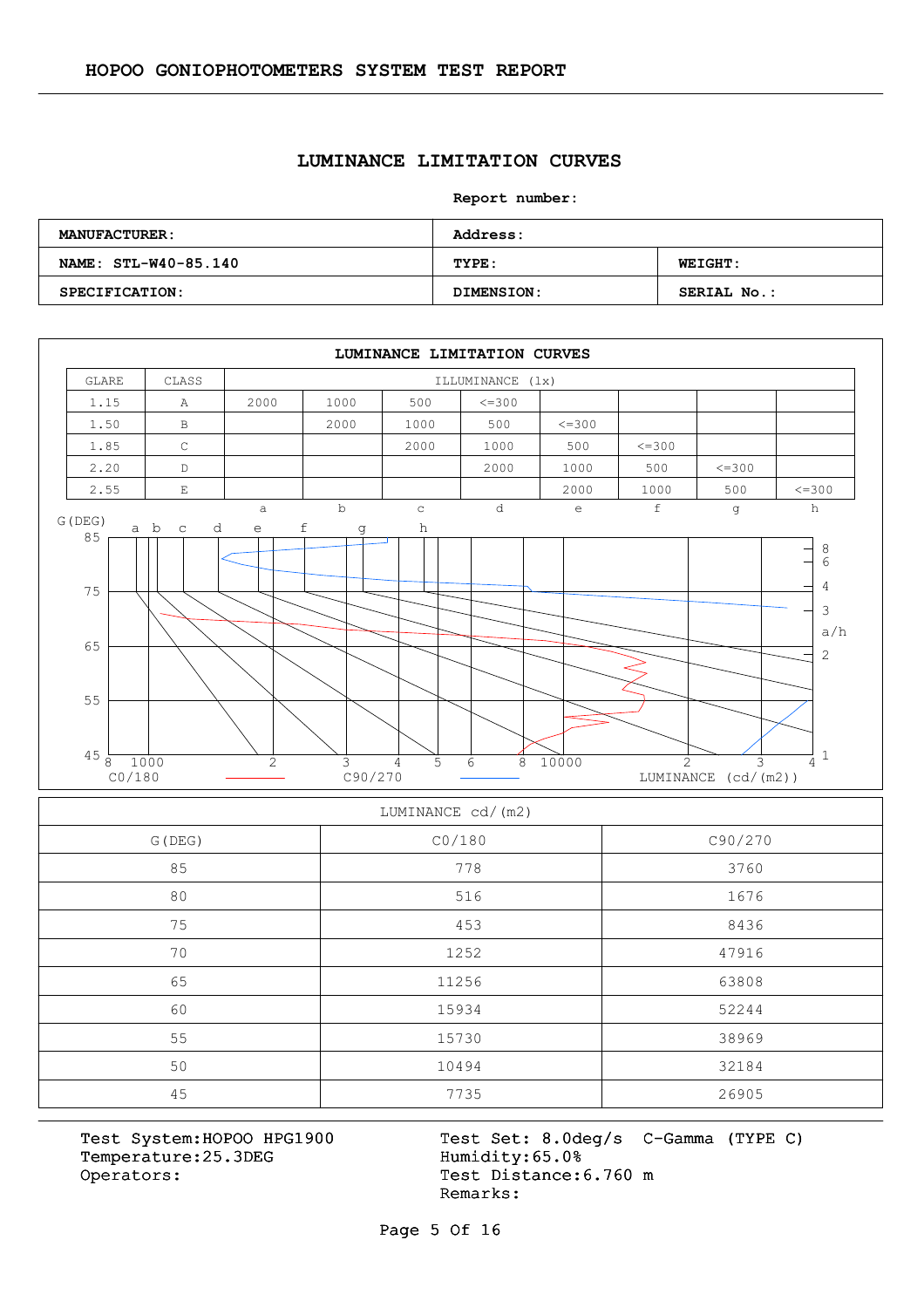## LUMINANCE LIMITATION CURVES

**Report number:**

| **MANUFACTURER:** | **Address:** | |
|---|---|---|
| **NAME: STL-W40-85.140** | **TYPE:** | **WEIGHT:** |
| **SPECIFICATION:** | **DIMENSION:** | **SERIAL No.:** |

### LUMINANCE LIMITATION CURVES

| GLARE | CLASS | ILLUMINANCE (lx) | | | | | | | |
|---|---|---|---|---|---|---|---|---|---|
| 1.15 | A | 2000 | 1000 | 500 | <=300 | | | | |
| 1.50 | B | | 2000 | 1000 | 500 | <=300 | | | |
| 1.85 | C | | | 2000 | 1000 | 500 | <=300 | | |
| 2.20 | D | | | | 2000 | 1000 | 500 | <=300 | |
| 2.55 | E | | | | | 2000 | 1000 | 500 | <=300 |
| | | a | b | c | d | e | f | g | h |

G(DEG) — 85, 75, 65, 55, 45; curves a b c d e f g h; a/h: 8, 6, 4, 3, 2, 1

8 1000 2 3 4 5 6 8 10000 2 3 4

C0/180 — C90/270 — LUMINANCE (cd/(m2))

| LUMINANCE cd/(m2) | | |
|---|---|---|
| G(DEG) | C0/180 | C90/270 |
| 85 | 778 | 3760 |
| 80 | 516 | 1676 |
| 75 | 453 | 8436 |
| 70 | 1252 | 47916 |
| 65 | 11256 | 63808 |
| 60 | 15934 | 52244 |
| 55 | 15730 | 38969 |
| 50 | 10494 | 32184 |
| 45 | 7735 | 26905 |

Test System:HOPOO HPG1900
Temperature:25.3DEG
Operators:

Test Set: 8.0deg/s C-Gamma (TYPE C)
Humidity:65.0%
Test Distance:6.760 m
Remarks: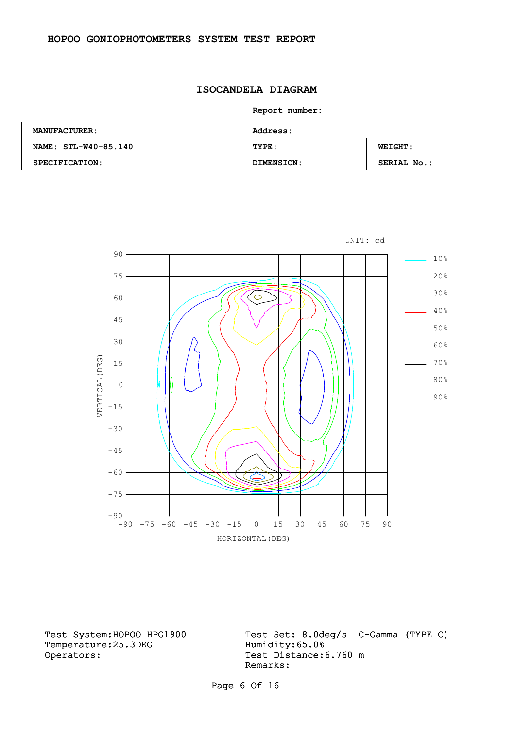# ISOCANDELA DIAGRAM

**Report number:**

| **MANUFACTURER:** | **Address:** | |
|---|---|---|
| **NAME: STL-W40-85.140** | **TYPE:** | **WEIGHT:** |
| **SPECIFICATION:** | **DIMENSION:** | **SERIAL No.:** |

UNIT: cd

Test System:HOPOO HPG1900
Temperature:25.3DEG
Operators:

Test Set: 8.0deg/s C-Gamma (TYPE C)
Humidity:65.0%
Test Distance:6.760 m
Remarks: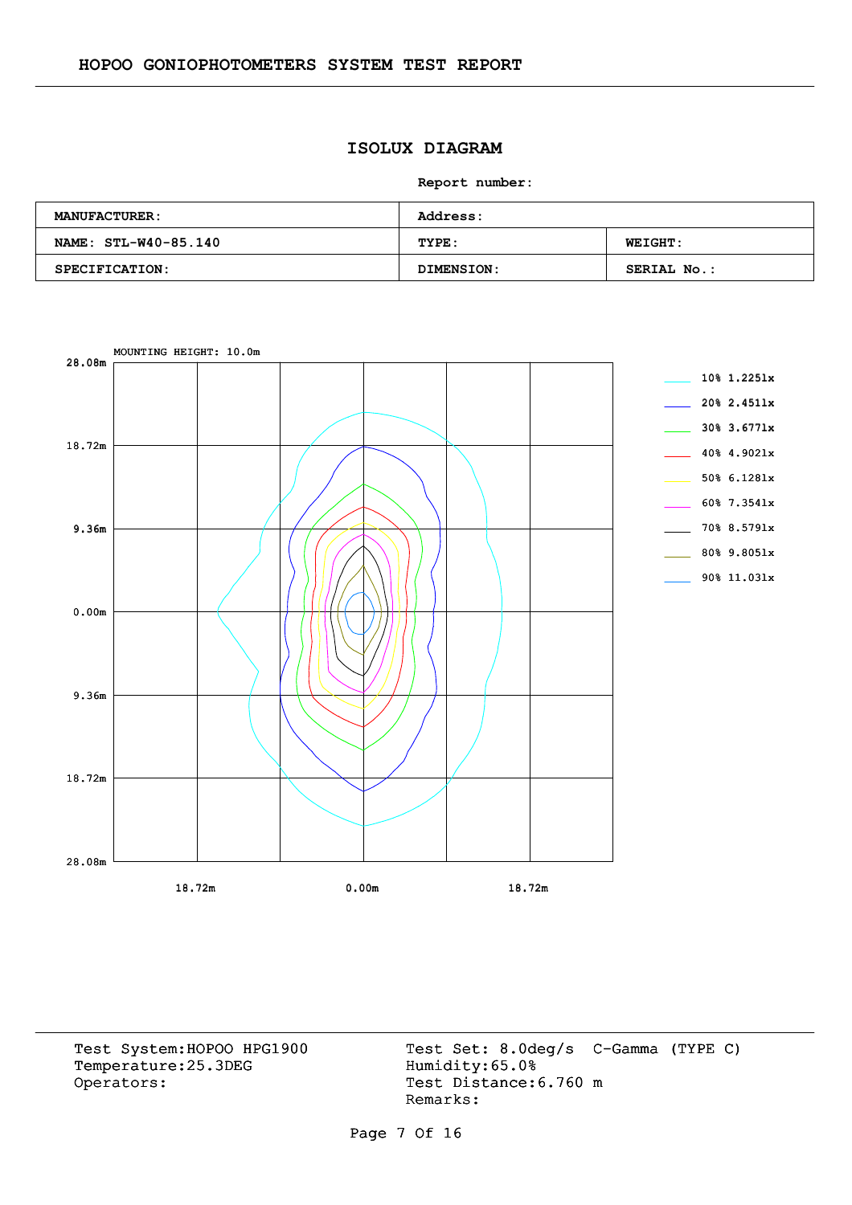# ISOLUX DIAGRAM

**Report number:**

| **MANUFACTURER:** | **Address:** | |
|---|---|---|
| **NAME: STL-W40-85.140** | **TYPE:** | **WEIGHT:** |
| **SPECIFICATION:** | **DIMENSION:** | **SERIAL No.:** |

MOUNTING HEIGHT: 10.0m

Y-axis: 28.08m, 18.72m, 9.36m, 0.00m, 9.36m, 18.72m, 28.08m

X-axis: 18.72m, 0.00m, 18.72m

| Level | Illuminance |
|---|---|
| 10% | 1.225lx |
| 20% | 2.451lx |
| 30% | 3.677lx |
| 40% | 4.902lx |
| 50% | 6.128lx |
| 60% | 7.354lx |
| 70% | 8.579lx |
| 80% | 9.805lx |
| 90% | 11.031x |

Test System:HOPOO HPG1900
Temperature:25.3DEG
Operators:

Test Set: 8.0deg/s C-Gamma (TYPE C)
Humidity:65.0%
Test Distance:6.760 m
Remarks: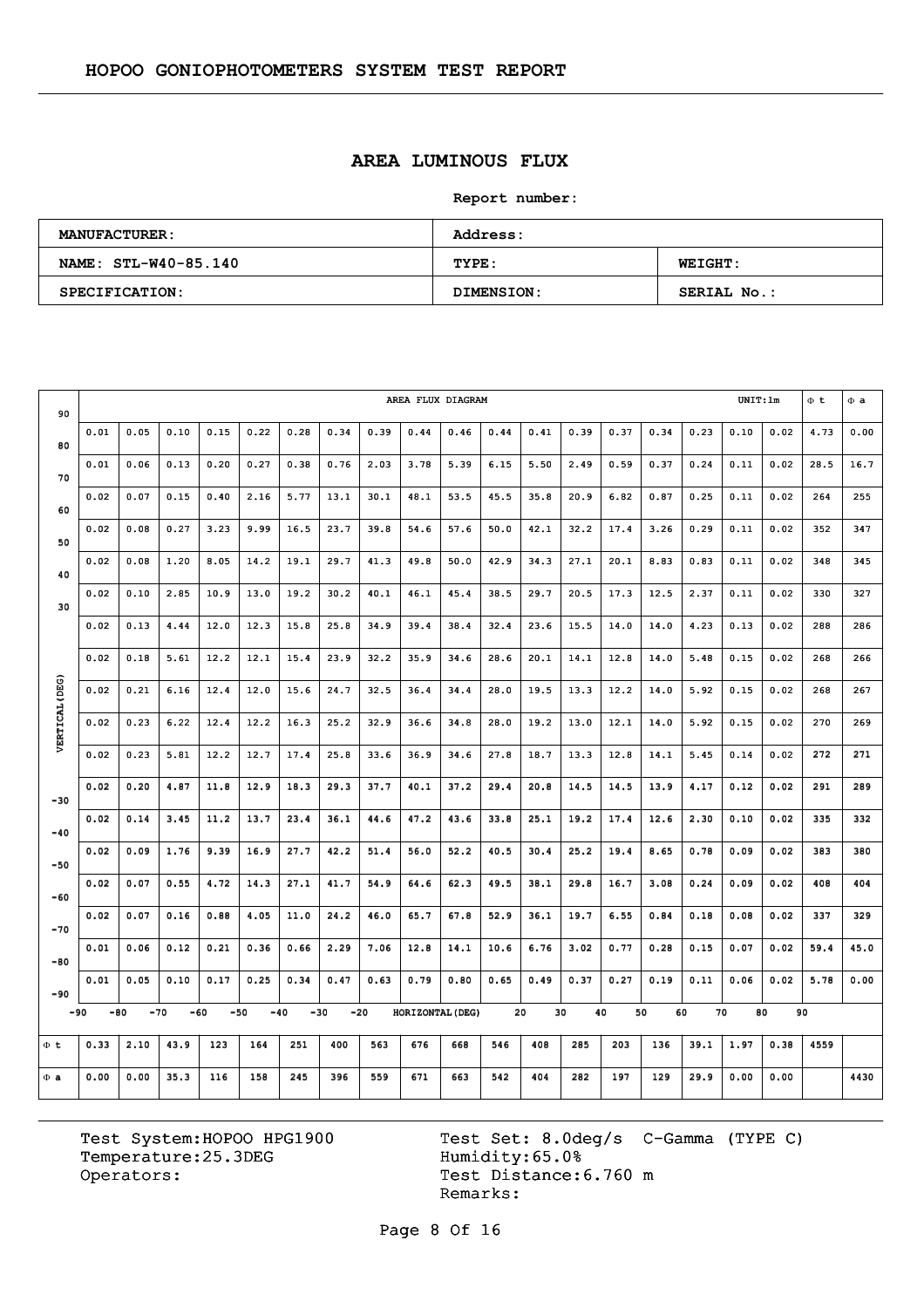## AREA LUMINOUS FLUX

**Report number:**

| MANUFACTURER: | Address: | |
|---|---|---|
| NAME: STL-W40-85.140 | TYPE: | WEIGHT: |
| SPECIFICATION: | DIMENSION: | SERIAL No.: |

**AREA FLUX DIAGRAM** UNIT: lm

| VERTICAL(DEG) \ HORIZONTAL(DEG) | -90~-80 | -80~-70 | -70~-60 | -60~-50 | -50~-40 | -40~-30 | -30~-20 | -20~-10 | -10~0 | 0~10 | 10~20 | 20~30 | 30~40 | 40~50 | 50~60 | 60~70 | 70~80 | 80~90 | Φ t | Φ a |
|---|---|---|---|---|---|---|---|---|---|---|---|---|---|---|---|---|---|---|---|---|
| 90~80 | 0.01 | 0.05 | 0.10 | 0.15 | 0.22 | 0.28 | 0.34 | 0.39 | 0.44 | 0.46 | 0.44 | 0.41 | 0.39 | 0.37 | 0.34 | 0.23 | 0.10 | 0.02 | 4.73 | 0.00 |
| 80~70 | 0.01 | 0.06 | 0.13 | 0.20 | 0.27 | 0.38 | 0.76 | 2.03 | 3.78 | 5.39 | 6.15 | 5.50 | 2.49 | 0.59 | 0.37 | 0.24 | 0.11 | 0.02 | 28.5 | 16.7 |
| 70~60 | 0.02 | 0.07 | 0.15 | 0.40 | 2.16 | 5.77 | 13.1 | 30.1 | 48.1 | 53.5 | 45.5 | 35.8 | 20.9 | 6.82 | 0.87 | 0.25 | 0.11 | 0.02 | 264 | 255 |
| 60~50 | 0.02 | 0.08 | 0.27 | 3.23 | 9.99 | 16.5 | 23.7 | 39.8 | 54.6 | 57.6 | 50.0 | 42.1 | 32.2 | 17.4 | 3.26 | 0.29 | 0.11 | 0.02 | 352 | 347 |
| 50~40 | 0.02 | 0.08 | 1.20 | 8.05 | 14.2 | 19.1 | 29.7 | 41.3 | 49.8 | 50.0 | 42.9 | 34.3 | 27.1 | 20.1 | 8.83 | 0.83 | 0.11 | 0.02 | 348 | 345 |
| 40~30 | 0.02 | 0.10 | 2.85 | 10.9 | 13.0 | 19.2 | 30.2 | 40.1 | 46.1 | 45.4 | 38.5 | 29.7 | 20.5 | 17.3 | 12.5 | 2.37 | 0.11 | 0.02 | 330 | 327 |
| 30~20 | 0.02 | 0.13 | 4.44 | 12.0 | 12.3 | 15.8 | 25.8 | 34.9 | 39.4 | 38.4 | 32.4 | 23.6 | 15.5 | 14.0 | 14.0 | 4.23 | 0.13 | 0.02 | 288 | 286 |
| 20~10 | 0.02 | 0.18 | 5.61 | 12.2 | 12.1 | 15.4 | 23.9 | 32.2 | 35.9 | 34.6 | 28.6 | 20.1 | 14.1 | 12.8 | 14.0 | 5.48 | 0.15 | 0.02 | 268 | 266 |
| 10~0 | 0.02 | 0.21 | 6.16 | 12.4 | 12.0 | 15.6 | 24.7 | 32.5 | 36.4 | 34.4 | 28.0 | 19.5 | 13.3 | 12.2 | 14.0 | 5.92 | 0.15 | 0.02 | 268 | 267 |
| 0~-10 | 0.02 | 0.23 | 6.22 | 12.4 | 12.2 | 16.3 | 25.2 | 32.9 | 36.6 | 34.8 | 28.0 | 19.2 | 13.0 | 12.1 | 14.0 | 5.92 | 0.15 | 0.02 | 270 | 269 |
| -10~-20 | 0.02 | 0.23 | 5.81 | 12.2 | 12.7 | 17.4 | 25.8 | 33.6 | 36.9 | 34.6 | 27.8 | 18.7 | 13.3 | 12.8 | 14.1 | 5.45 | 0.14 | 0.02 | 272 | 271 |
| -20~-30 | 0.02 | 0.20 | 4.87 | 11.8 | 12.9 | 18.3 | 29.3 | 37.7 | 40.1 | 37.2 | 29.4 | 20.8 | 14.5 | 14.5 | 13.9 | 4.17 | 0.12 | 0.02 | 291 | 289 |
| -30~-40 | 0.02 | 0.14 | 3.45 | 11.2 | 13.7 | 23.4 | 36.1 | 44.6 | 47.2 | 43.6 | 33.8 | 25.1 | 19.2 | 17.4 | 12.6 | 2.30 | 0.10 | 0.02 | 335 | 332 |
| -40~-50 | 0.02 | 0.09 | 1.76 | 9.39 | 16.9 | 27.7 | 42.2 | 51.4 | 56.0 | 52.2 | 40.5 | 30.4 | 25.2 | 19.4 | 8.65 | 0.78 | 0.09 | 0.02 | 383 | 380 |
| -50~-60 | 0.02 | 0.07 | 0.55 | 4.72 | 14.3 | 27.1 | 41.7 | 54.9 | 64.6 | 62.3 | 49.5 | 38.1 | 29.8 | 16.7 | 3.08 | 0.24 | 0.09 | 0.02 | 408 | 404 |
| -60~-70 | 0.02 | 0.07 | 0.16 | 0.88 | 4.05 | 11.0 | 24.2 | 46.0 | 65.7 | 67.8 | 52.9 | 36.1 | 19.7 | 6.55 | 0.84 | 0.18 | 0.08 | 0.02 | 337 | 329 |
| -70~-80 | 0.01 | 0.06 | 0.12 | 0.21 | 0.36 | 0.66 | 2.29 | 7.06 | 12.8 | 14.1 | 10.6 | 6.76 | 3.02 | 0.77 | 0.28 | 0.15 | 0.07 | 0.02 | 59.4 | 45.0 |
| -80~-90 | 0.01 | 0.05 | 0.10 | 0.17 | 0.25 | 0.34 | 0.47 | 0.63 | 0.79 | 0.80 | 0.65 | 0.49 | 0.37 | 0.27 | 0.19 | 0.11 | 0.06 | 0.02 | 5.78 | 0.00 |
| Φ t | 0.33 | 2.10 | 43.9 | 123 | 164 | 251 | 400 | 563 | 676 | 668 | 546 | 408 | 285 | 203 | 136 | 39.1 | 1.97 | 0.38 | 4559 | |
| Φ a | 0.00 | 0.00 | 35.3 | 116 | 158 | 245 | 396 | 559 | 671 | 663 | 542 | 404 | 282 | 197 | 129 | 29.9 | 0.00 | 0.00 | | 4430 |

Test System:HOPOO HPG1900
Temperature:25.3DEG
Operators:

Test Set: 8.0deg/s C-Gamma (TYPE C)
Humidity:65.0%
Test Distance:6.760 m
Remarks: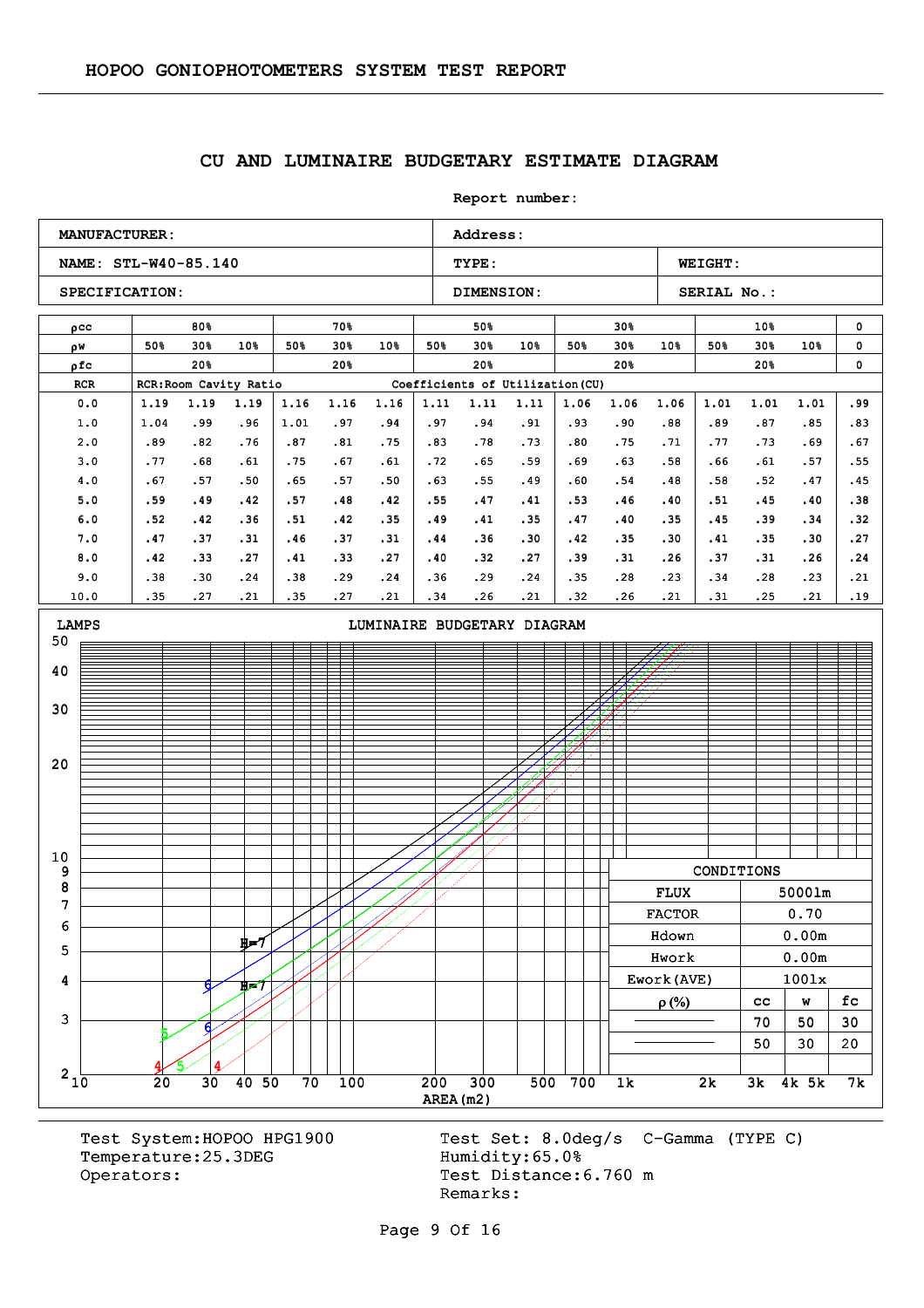## HOPOO GONIOPHOTOMETERS SYSTEM TEST REPORT

# CU AND LUMINAIRE BUDGETARY ESTIMATE DIAGRAM

**Report number:**

| MANUFACTURER: | Address: | |
|---|---|---|
| NAME: STL-W40-85.140 | TYPE: | WEIGHT: |
| SPECIFICATION: | DIMENSION: | SERIAL No.: |

| ρcc | 80% | | | 70% | | | 50% | | | 30% | | | 10% | | | 0 |
|---|---|---|---|---|---|---|---|---|---|---|---|---|---|---|---|---|
| ρw | 50% | 30% | 10% | 50% | 30% | 10% | 50% | 30% | 10% | 50% | 30% | 10% | 50% | 30% | 10% | 0 |
| ρfc | 20% | | | 20% | | | 20% | | | 20% | | | 20% | | | 0 |
| RCR | RCR:Room Cavity Ratio | | | | | | Coefficients of Utilization(CU) | | | | | | | | | |
| 0.0 | 1.19 | 1.19 | 1.19 | 1.16 | 1.16 | 1.16 | 1.11 | 1.11 | 1.11 | 1.06 | 1.06 | 1.06 | 1.01 | 1.01 | 1.01 | .99 |
| 1.0 | 1.04 | .99 | .96 | 1.01 | .97 | .94 | .97 | .94 | .91 | .93 | .90 | .88 | .89 | .87 | .85 | .83 |
| 2.0 | .89 | .82 | .76 | .87 | .81 | .75 | .83 | .78 | .73 | .80 | .75 | .71 | .77 | .73 | .69 | .67 |
| 3.0 | .77 | .68 | .61 | .75 | .67 | .61 | .72 | .65 | .59 | .69 | .63 | .58 | .66 | .61 | .57 | .55 |
| 4.0 | .67 | .57 | .50 | .65 | .57 | .50 | .63 | .55 | .49 | .60 | .54 | .48 | .58 | .52 | .47 | .45 |
| 5.0 | .59 | .49 | .42 | .57 | .48 | .42 | .55 | .47 | .41 | .53 | .46 | .40 | .51 | .45 | .40 | .38 |
| 6.0 | .52 | .42 | .36 | .51 | .42 | .35 | .49 | .41 | .35 | .47 | .40 | .35 | .45 | .39 | .34 | .32 |
| 7.0 | .47 | .37 | .31 | .46 | .37 | .31 | .44 | .36 | .30 | .42 | .35 | .30 | .41 | .35 | .30 | .27 |
| 8.0 | .42 | .33 | .27 | .41 | .33 | .27 | .40 | .32 | .27 | .39 | .31 | .26 | .37 | .31 | .26 | .24 |
| 9.0 | .38 | .30 | .24 | .38 | .29 | .24 | .36 | .29 | .24 | .35 | .28 | .23 | .34 | .28 | .23 | .21 |
| 10.0 | .35 | .27 | .21 | .35 | .27 | .21 | .34 | .26 | .21 | .32 | .26 | .21 | .31 | .25 | .21 | .19 |

**LUMINAIRE BUDGETARY DIAGRAM**

LAMPS (y-axis: 2–50); AREA(m2) (x-axis: 10–7k); curves labelled H=7, 6, 5, 4

| CONDITIONS | | | |
|---|---|---|---|
| FLUX | 5000lm | | |
| FACTOR | 0.70 | | |
| Hdown | 0.00m | | |
| Hwork | 0.00m | | |
| Ework(AVE) | 100lx | | |
| ρ(%) | cc | w | fc |
| ——— | 70 | 50 | 30 |
| ——— | 50 | 30 | 20 |

Test System:HOPOO HPG1900
Temperature:25.3DEG
Operators:

Test Set: 8.0deg/s C-Gamma (TYPE C)
Humidity:65.0%
Test Distance:6.760 m
Remarks: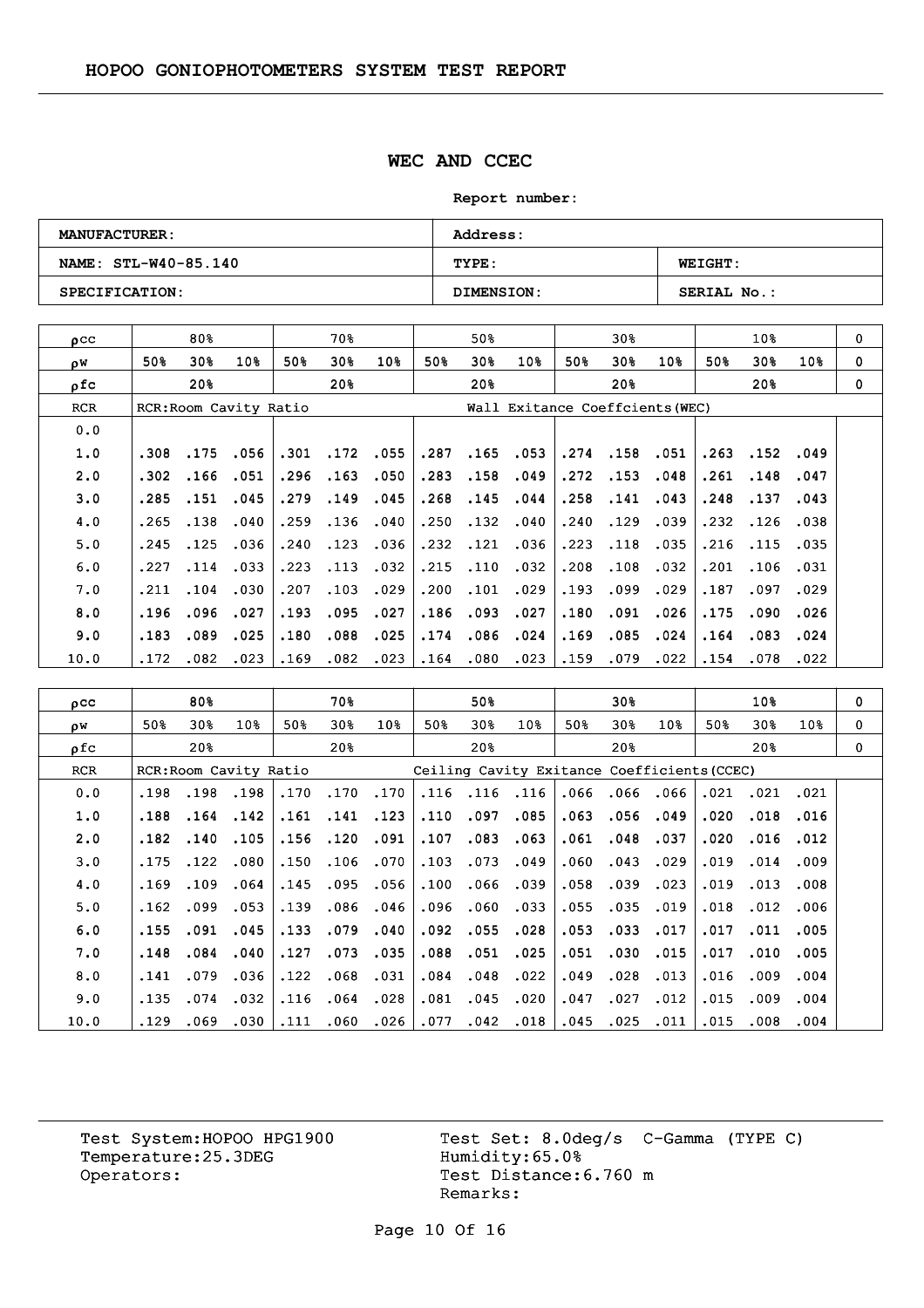## WEC AND CCEC

**Report number:**

| MANUFACTURER: | Address: | |
|---|---|---|
| NAME: STL-W40-85.140 | TYPE: | WEIGHT: |
| SPECIFICATION: | DIMENSION: | SERIAL No.: |

| ρcc | 80% | | | 70% | | | 50% | | | 30% | | | 10% | | | 0 |
|---|---|---|---|---|---|---|---|---|---|---|---|---|---|---|---|---|
| ρw | 50% | 30% | 10% | 50% | 30% | 10% | 50% | 30% | 10% | 50% | 30% | 10% | 50% | 30% | 10% | 0 |
| ρfc | 20% | | | 20% | | | 20% | | | 20% | | | 20% | | | 0 |
| RCR | RCR:Room Cavity Ratio | | | | | | Wall Exitance Coeffcients(WEC) | | | | | | | | | |
| 0.0 | | | | | | | | | | | | | | | | |
| 1.0 | .308 | .175 | .056 | .301 | .172 | .055 | .287 | .165 | .053 | .274 | .158 | .051 | .263 | .152 | .049 | |
| 2.0 | .302 | .166 | .051 | .296 | .163 | .050 | .283 | .158 | .049 | .272 | .153 | .048 | .261 | .148 | .047 | |
| 3.0 | .285 | .151 | .045 | .279 | .149 | .045 | .268 | .145 | .044 | .258 | .141 | .043 | .248 | .137 | .043 | |
| 4.0 | .265 | .138 | .040 | .259 | .136 | .040 | .250 | .132 | .040 | .240 | .129 | .039 | .232 | .126 | .038 | |
| 5.0 | .245 | .125 | .036 | .240 | .123 | .036 | .232 | .121 | .036 | .223 | .118 | .035 | .216 | .115 | .035 | |
| 6.0 | .227 | .114 | .033 | .223 | .113 | .032 | .215 | .110 | .032 | .208 | .108 | .032 | .201 | .106 | .031 | |
| 7.0 | .211 | .104 | .030 | .207 | .103 | .029 | .200 | .101 | .029 | .193 | .099 | .029 | .187 | .097 | .029 | |
| 8.0 | .196 | .096 | .027 | .193 | .095 | .027 | .186 | .093 | .027 | .180 | .091 | .026 | .175 | .090 | .026 | |
| 9.0 | .183 | .089 | .025 | .180 | .088 | .025 | .174 | .086 | .024 | .169 | .085 | .024 | .164 | .083 | .024 | |
| 10.0 | .172 | .082 | .023 | .169 | .082 | .023 | .164 | .080 | .023 | .159 | .079 | .022 | .154 | .078 | .022 | |

| ρcc | 80% | | | 70% | | | 50% | | | 30% | | | 10% | | | 0 |
|---|---|---|---|---|---|---|---|---|---|---|---|---|---|---|---|---|
| ρw | 50% | 30% | 10% | 50% | 30% | 10% | 50% | 30% | 10% | 50% | 30% | 10% | 50% | 30% | 10% | 0 |
| ρfc | 20% | | | 20% | | | 20% | | | 20% | | | 20% | | | 0 |
| RCR | RCR:Room Cavity Ratio | | | | | | Ceiling Cavity Exitance Coefficients(CCEC) | | | | | | | | | |
| 0.0 | .198 | .198 | .198 | .170 | .170 | .170 | .116 | .116 | .116 | .066 | .066 | .066 | .021 | .021 | .021 | |
| 1.0 | .188 | .164 | .142 | .161 | .141 | .123 | .110 | .097 | .085 | .063 | .056 | .049 | .020 | .018 | .016 | |
| 2.0 | .182 | .140 | .105 | .156 | .120 | .091 | .107 | .083 | .063 | .061 | .048 | .037 | .020 | .016 | .012 | |
| 3.0 | .175 | .122 | .080 | .150 | .106 | .070 | .103 | .073 | .049 | .060 | .043 | .029 | .019 | .014 | .009 | |
| 4.0 | .169 | .109 | .064 | .145 | .095 | .056 | .100 | .066 | .039 | .058 | .039 | .023 | .019 | .013 | .008 | |
| 5.0 | .162 | .099 | .053 | .139 | .086 | .046 | .096 | .060 | .033 | .055 | .035 | .019 | .018 | .012 | .006 | |
| 6.0 | .155 | .091 | .045 | .133 | .079 | .040 | .092 | .055 | .028 | .053 | .033 | .017 | .017 | .011 | .005 | |
| 7.0 | .148 | .084 | .040 | .127 | .073 | .035 | .088 | .051 | .025 | .051 | .030 | .015 | .017 | .010 | .005 | |
| 8.0 | .141 | .079 | .036 | .122 | .068 | .031 | .084 | .048 | .022 | .049 | .028 | .013 | .016 | .009 | .004 | |
| 9.0 | .135 | .074 | .032 | .116 | .064 | .028 | .081 | .045 | .020 | .047 | .027 | .012 | .015 | .009 | .004 | |
| 10.0 | .129 | .069 | .030 | .111 | .060 | .026 | .077 | .042 | .018 | .045 | .025 | .011 | .015 | .008 | .004 | |

Test System:HOPOO HPG1900
Temperature:25.3DEG
Operators:

Test Set: 8.0deg/s C-Gamma (TYPE C)
Humidity:65.0%
Test Distance:6.760 m
Remarks: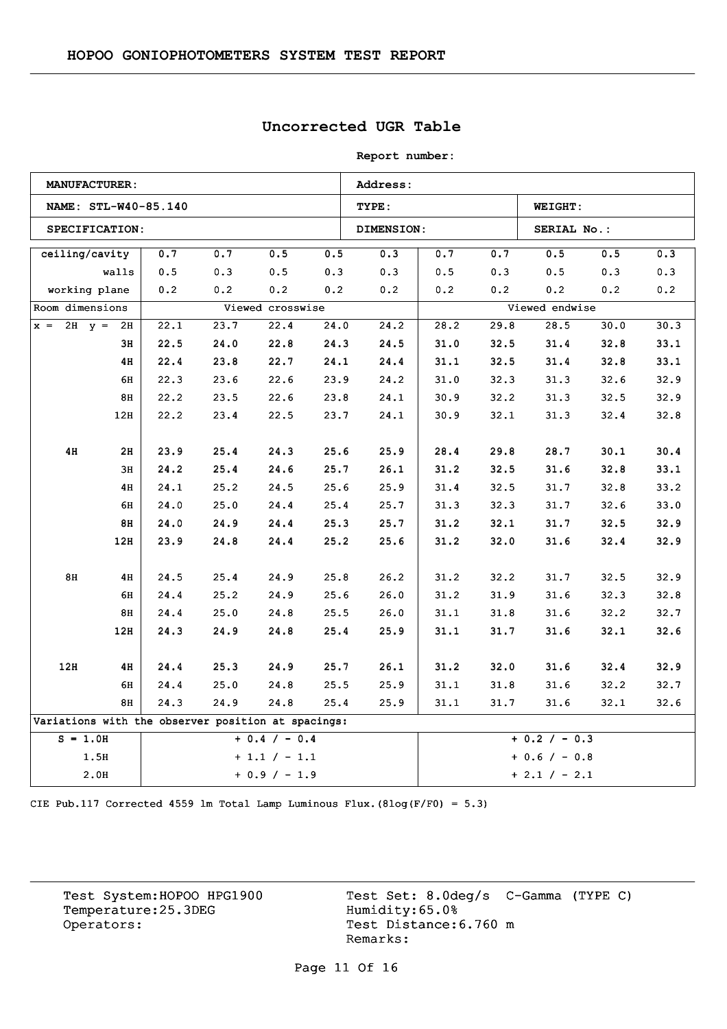# HOPOO GONIOPHOTOMETERS SYSTEM TEST REPORT

## Uncorrected UGR Table

**Report number:**

| **MANUFACTURER:** | **Address:** | |
|---|---|---|
| **NAME: STL-W40-85.140** | **TYPE:** | **WEIGHT:** |
| **SPECIFICATION:** | **DIMENSION:** | **SERIAL No.:** |

| ceiling/cavity | 0.7 | 0.7 | 0.5 | 0.5 | 0.3 | 0.7 | 0.7 | 0.5 | 0.5 | 0.3 |
|---|---|---|---|---|---|---|---|---|---|---|
| walls | 0.5 | 0.3 | 0.5 | 0.3 | 0.3 | 0.5 | 0.3 | 0.5 | 0.3 | 0.3 |
| working plane | 0.2 | 0.2 | 0.2 | 0.2 | 0.2 | 0.2 | 0.2 | 0.2 | 0.2 | 0.2 |
| Room dimensions | Viewed crosswise | | | | | Viewed endwise | | | | |
| x = 2H y = 2H | 22.1 | 23.7 | 22.4 | 24.0 | 24.2 | 28.2 | 29.8 | 28.5 | 30.0 | 30.3 |
| 3H | 22.5 | 24.0 | 22.8 | 24.3 | 24.5 | 31.0 | 32.5 | 31.4 | 32.8 | 33.1 |
| 4H | 22.4 | 23.8 | 22.7 | 24.1 | 24.4 | 31.1 | 32.5 | 31.4 | 32.8 | 33.1 |
| 6H | 22.3 | 23.6 | 22.6 | 23.9 | 24.2 | 31.0 | 32.3 | 31.3 | 32.6 | 32.9 |
| 8H | 22.2 | 23.5 | 22.6 | 23.8 | 24.1 | 30.9 | 32.2 | 31.3 | 32.5 | 32.9 |
| 12H | 22.2 | 23.4 | 22.5 | 23.7 | 24.1 | 30.9 | 32.1 | 31.3 | 32.4 | 32.8 |
| 4H 2H | 23.9 | 25.4 | 24.3 | 25.6 | 25.9 | 28.4 | 29.8 | 28.7 | 30.1 | 30.4 |
| 3H | 24.2 | 25.4 | 24.6 | 25.7 | 26.1 | 31.2 | 32.5 | 31.6 | 32.8 | 33.1 |
| 4H | 24.1 | 25.2 | 24.5 | 25.6 | 25.9 | 31.4 | 32.5 | 31.7 | 32.8 | 33.2 |
| 6H | 24.0 | 25.0 | 24.4 | 25.4 | 25.7 | 31.3 | 32.3 | 31.7 | 32.6 | 33.0 |
| 8H | 24.0 | 24.9 | 24.4 | 25.3 | 25.7 | 31.2 | 32.1 | 31.7 | 32.5 | 32.9 |
| 12H | 23.9 | 24.8 | 24.4 | 25.2 | 25.6 | 31.2 | 32.0 | 31.6 | 32.4 | 32.9 |
| 8H 4H | 24.5 | 25.4 | 24.9 | 25.8 | 26.2 | 31.2 | 32.2 | 31.7 | 32.5 | 32.9 |
| 6H | 24.4 | 25.2 | 24.9 | 25.6 | 26.0 | 31.2 | 31.9 | 31.6 | 32.3 | 32.8 |
| 8H | 24.4 | 25.0 | 24.8 | 25.5 | 26.0 | 31.1 | 31.8 | 31.6 | 32.2 | 32.7 |
| 12H | 24.3 | 24.9 | 24.8 | 25.4 | 25.9 | 31.1 | 31.7 | 31.6 | 32.1 | 32.6 |
| 12H 4H | 24.4 | 25.3 | 24.9 | 25.7 | 26.1 | 31.2 | 32.0 | 31.6 | 32.4 | 32.9 |
| 6H | 24.4 | 25.0 | 24.8 | 25.5 | 25.9 | 31.1 | 31.8 | 31.6 | 32.2 | 32.7 |
| 8H | 24.3 | 24.9 | 24.8 | 25.4 | 25.9 | 31.1 | 31.7 | 31.6 | 32.1 | 32.6 |
| Variations with the observer position at spacings: | | | | | | | | | | |
| S = 1.0H | + 0.4 / - 0.4 | | | | | + 0.2 / - 0.3 | | | | |
| 1.5H | + 1.1 / - 1.1 | | | | | + 0.6 / - 0.8 | | | | |
| 2.0H | + 0.9 / - 1.9 | | | | | + 2.1 / - 2.1 | | | | |

CIE Pub.117 Corrected 4559 lm Total Lamp Luminous Flux.(8log(F/F0) = 5.3)

Test System:HOPOO HPG1900
Temperature:25.3DEG
Operators:

Test Set: 8.0deg/s C-Gamma (TYPE C)
Humidity:65.0%
Test Distance:6.760 m
Remarks: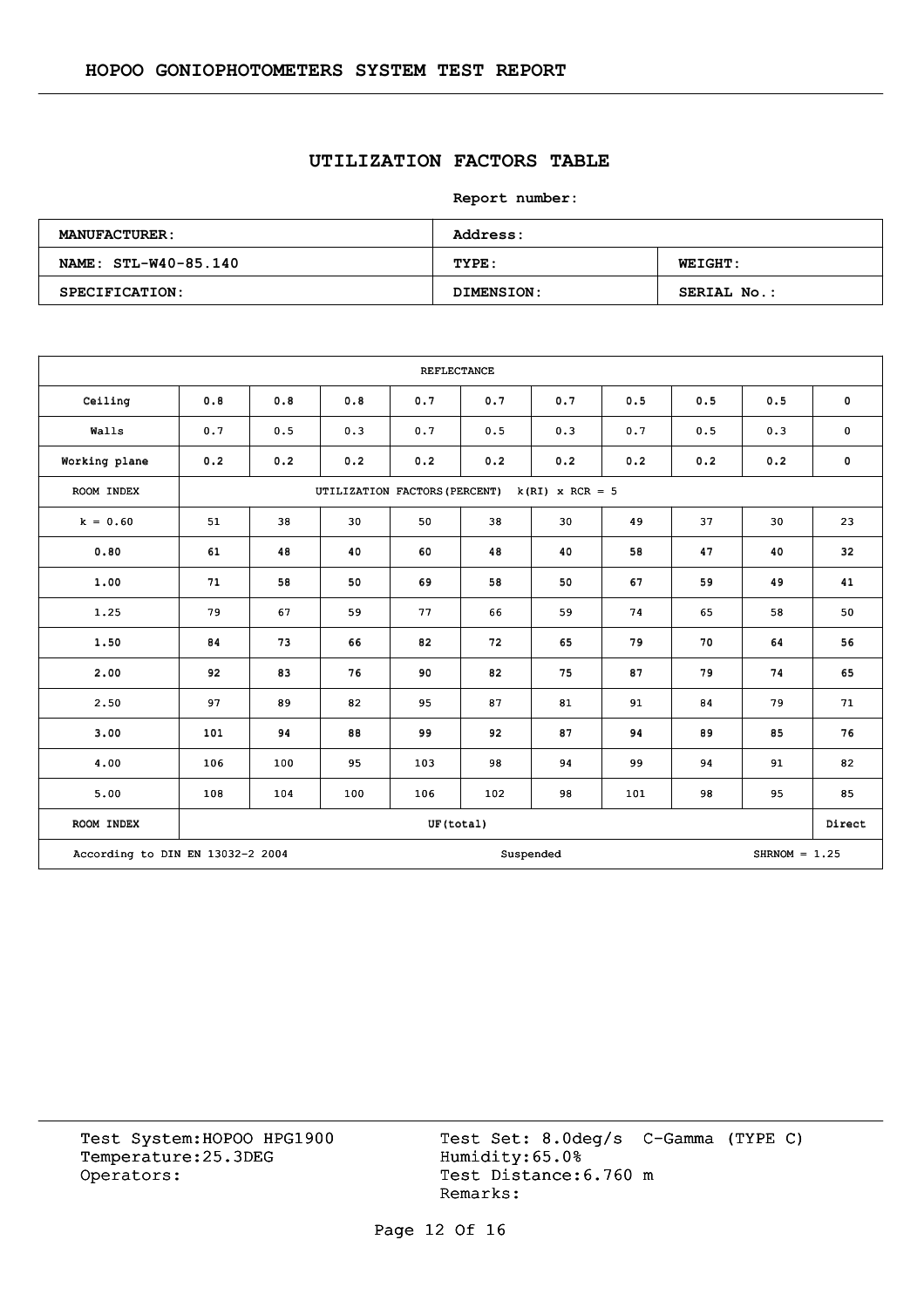## UTILIZATION FACTORS TABLE

**Report number:**

| MANUFACTURER: | Address: | |
|---|---|---|
| NAME: STL-W40-85.140 | TYPE: | WEIGHT: |
| SPECIFICATION: | DIMENSION: | SERIAL No.: |

| REFLECTANCE | | | | | | | | | | |
|---|---|---|---|---|---|---|---|---|---|---|
| Ceiling | 0.8 | 0.8 | 0.8 | 0.7 | 0.7 | 0.7 | 0.5 | 0.5 | 0.5 | 0 |
| Walls | 0.7 | 0.5 | 0.3 | 0.7 | 0.5 | 0.3 | 0.7 | 0.5 | 0.3 | 0 |
| Working plane | 0.2 | 0.2 | 0.2 | 0.2 | 0.2 | 0.2 | 0.2 | 0.2 | 0.2 | 0 |
| ROOM INDEX | UTILIZATION FACTORS(PERCENT) k(RI) x RCR = 5 | | | | | | | | | |
| k = 0.60 | 51 | 38 | 30 | 50 | 38 | 30 | 49 | 37 | 30 | 23 |
| 0.80 | 61 | 48 | 40 | 60 | 48 | 40 | 58 | 47 | 40 | 32 |
| 1.00 | 71 | 58 | 50 | 69 | 58 | 50 | 67 | 59 | 49 | 41 |
| 1.25 | 79 | 67 | 59 | 77 | 66 | 59 | 74 | 65 | 58 | 50 |
| 1.50 | 84 | 73 | 66 | 82 | 72 | 65 | 79 | 70 | 64 | 56 |
| 2.00 | 92 | 83 | 76 | 90 | 82 | 75 | 87 | 79 | 74 | 65 |
| 2.50 | 97 | 89 | 82 | 95 | 87 | 81 | 91 | 84 | 79 | 71 |
| 3.00 | 101 | 94 | 88 | 99 | 92 | 87 | 94 | 89 | 85 | 76 |
| 4.00 | 106 | 100 | 95 | 103 | 98 | 94 | 99 | 94 | 91 | 82 |
| 5.00 | 108 | 104 | 100 | 106 | 102 | 98 | 101 | 98 | 95 | 85 |
| ROOM INDEX | UF(total) | | | | | | | | | Direct |
| According to DIN EN 13032-2 2004 | | | | | Suspended | | | | SHRNOM = 1.25 | |

Test System:HOPOO HPG1900
Temperature:25.3DEG
Operators:

Test Set: 8.0deg/s C-Gamma (TYPE C)
Humidity:65.0%
Test Distance:6.760 m
Remarks: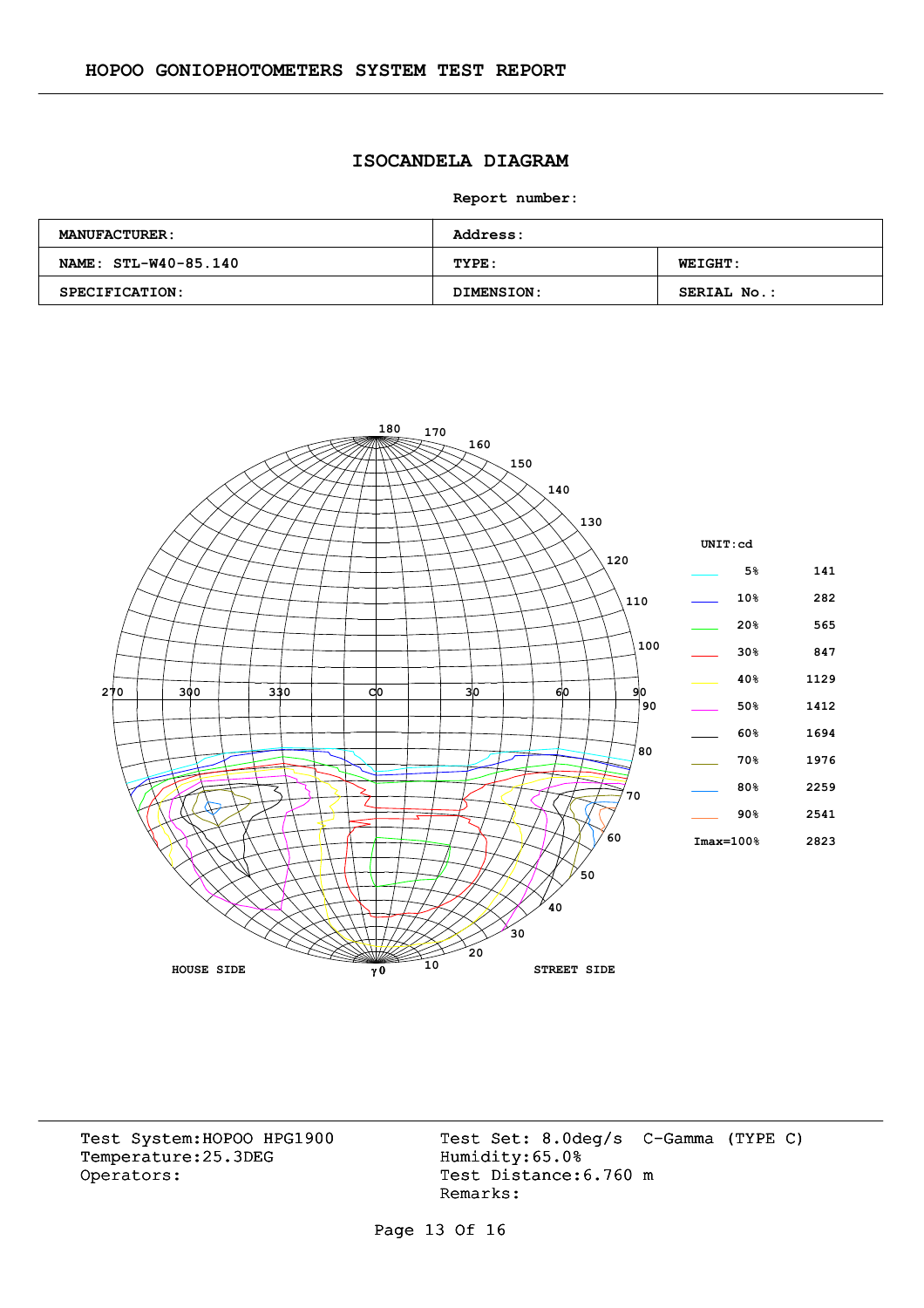# HOPOO GONIOPHOTOMETERS SYSTEM TEST REPORT

## ISOCANDELA DIAGRAM

**Report number:**

| **MANUFACTURER:** | **Address:** | |
|---|---|---|
| **NAME: STL-W40-85.140** | **TYPE:** | **WEIGHT:** |
| **SPECIFICATION:** | **DIMENSION:** | **SERIAL No.:** |

**UNIT:cd**

| | | |
|---|---|---|
| | 5% | 141 |
| | 10% | 282 |
| | 20% | 565 |
| | 30% | 847 |
| | 40% | 1129 |
| | 50% | 1412 |
| | 60% | 1694 |
| | 70% | 1976 |
| | 80% | 2259 |
| | 90% | 2541 |
| | Imax=100% | 2823 |

HOUSE SIDE — STREET SIDE

Test System:HOPOO HPG1900
Temperature:25.3DEG
Operators:

Test Set: 8.0deg/s C-Gamma (TYPE C)
Humidity:65.0%
Test Distance:6.760 m
Remarks: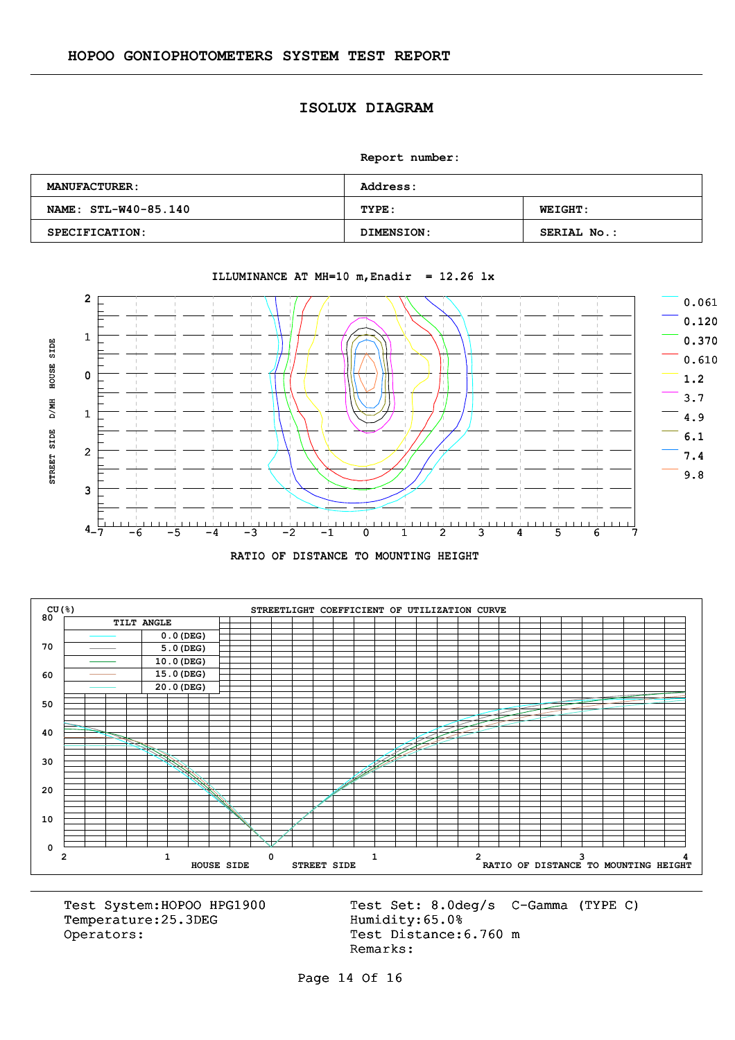HOPOO GONIOPHOTOMETERS SYSTEM TEST REPORT

# ISOLUX DIAGRAM

Report number:

| MANUFACTURER: | Address: | |
|---|---|---|
| NAME: STL-W40-85.140 | TYPE: | WEIGHT: |
| SPECIFICATION: | DIMENSION: | SERIAL No.: |

ILLUMINANCE AT MH=10 m,Enadir = 12.26 lx

Legend: 0.061, 0.120, 0.370, 0.610, 1.2, 3.7, 4.9, 6.1, 7.4, 9.8

STREET SIDE D/MH HOUSE SIDE

RATIO OF DISTANCE TO MOUNTING HEIGHT

STREETLIGHT COEFFICIENT OF UTILIZATION CURVE

CU(%)

| TILT ANGLE |
|---|
| 0.0(DEG) |
| 5.0(DEG) |
| 10.0(DEG) |
| 15.0(DEG) |
| 20.0(DEG) |

HOUSE SIDE STREET SIDE RATIO OF DISTANCE TO MOUNTING HEIGHT

Test System:HOPOO HPG1900
Temperature:25.3DEG
Operators:

Test Set: 8.0deg/s C-Gamma (TYPE C)
Humidity:65.0%
Test Distance:6.760 m
Remarks: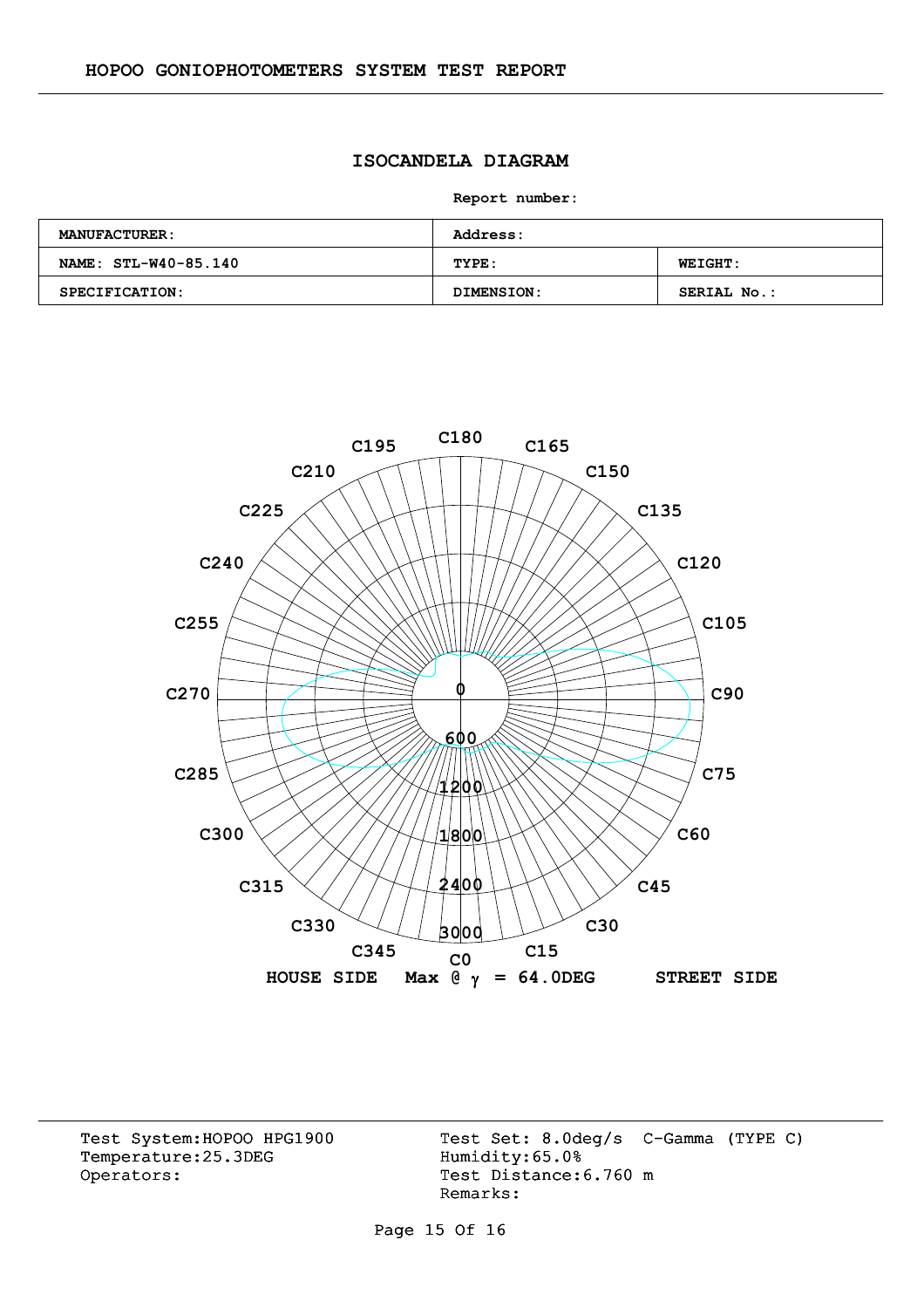## ISOCANDELA DIAGRAM

**Report number:**

| MANUFACTURER: | Address: | |
|---|---|---|
| NAME: STL-W40-85.140 | TYPE: | WEIGHT: |
| SPECIFICATION: | DIMENSION: | SERIAL No.: |

C180 C165 C150 C135 C120 C105 C90 C75 C60 C45 C30 C15 C0 C345 C330 C315 C300 C285 C270 C255 C240 C225 C210 C195

0 600 1200 1800 2400 3000

HOUSE SIDE    Max @ $\gamma$ = 64.0DEG    STREET SIDE

Test System:HOPOO HPG1900
Temperature:25.3DEG
Operators:

Test Set: 8.0deg/s C-Gamma (TYPE C)
Humidity:65.0%
Test Distance:6.760 m
Remarks: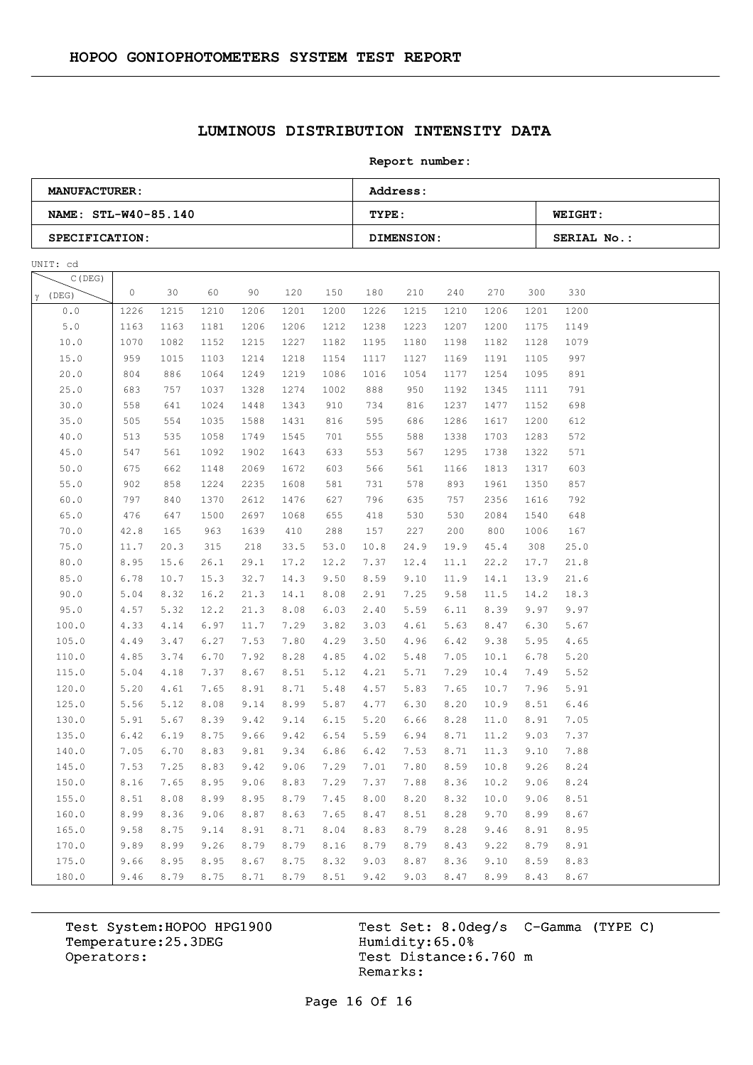# HOPOO GONIOPHOTOMETERS SYSTEM TEST REPORT

## LUMINOUS DISTRIBUTION INTENSITY DATA

**Report number:**

| | | |
|---|---|---|
| **MANUFACTURER:** | **Address:** | |
| **NAME: STL-W40-85.140** | **TYPE:** | **WEIGHT:** |
| **SPECIFICATION:** | **DIMENSION:** | **SERIAL No.:** |

UNIT: cd

| C(DEG) / γ (DEG) | 0 | 30 | 60 | 90 | 120 | 150 | 180 | 210 | 240 | 270 | 300 | 330 |
|---|---|---|---|---|---|---|---|---|---|---|---|---|
| 0.0 | 1226 | 1215 | 1210 | 1206 | 1201 | 1200 | 1226 | 1215 | 1210 | 1206 | 1201 | 1200 |
| 5.0 | 1163 | 1163 | 1181 | 1206 | 1206 | 1212 | 1238 | 1223 | 1207 | 1200 | 1175 | 1149 |
| 10.0 | 1070 | 1082 | 1152 | 1215 | 1227 | 1182 | 1195 | 1180 | 1198 | 1182 | 1128 | 1079 |
| 15.0 | 959 | 1015 | 1103 | 1214 | 1218 | 1154 | 1117 | 1127 | 1169 | 1191 | 1105 | 997 |
| 20.0 | 804 | 886 | 1064 | 1249 | 1219 | 1086 | 1016 | 1054 | 1177 | 1254 | 1095 | 891 |
| 25.0 | 683 | 757 | 1037 | 1328 | 1274 | 1002 | 888 | 950 | 1192 | 1345 | 1111 | 791 |
| 30.0 | 558 | 641 | 1024 | 1448 | 1343 | 910 | 734 | 816 | 1237 | 1477 | 1152 | 698 |
| 35.0 | 505 | 554 | 1035 | 1588 | 1431 | 816 | 595 | 686 | 1286 | 1617 | 1200 | 612 |
| 40.0 | 513 | 535 | 1058 | 1749 | 1545 | 701 | 555 | 588 | 1338 | 1703 | 1283 | 572 |
| 45.0 | 547 | 561 | 1092 | 1902 | 1643 | 633 | 553 | 567 | 1295 | 1738 | 1322 | 571 |
| 50.0 | 675 | 662 | 1148 | 2069 | 1672 | 603 | 566 | 561 | 1166 | 1813 | 1317 | 603 |
| 55.0 | 902 | 858 | 1224 | 2235 | 1608 | 581 | 731 | 578 | 893 | 1961 | 1350 | 857 |
| 60.0 | 797 | 840 | 1370 | 2612 | 1476 | 627 | 796 | 635 | 757 | 2356 | 1616 | 792 |
| 65.0 | 476 | 647 | 1500 | 2697 | 1068 | 655 | 418 | 530 | 530 | 2084 | 1540 | 648 |
| 70.0 | 42.8 | 165 | 963 | 1639 | 410 | 288 | 157 | 227 | 200 | 800 | 1006 | 167 |
| 75.0 | 11.7 | 20.3 | 315 | 218 | 33.5 | 53.0 | 10.8 | 24.9 | 19.9 | 45.4 | 308 | 25.0 |
| 80.0 | 8.95 | 15.6 | 26.1 | 29.1 | 17.2 | 12.2 | 7.37 | 12.4 | 11.1 | 22.2 | 17.7 | 21.8 |
| 85.0 | 6.78 | 10.7 | 15.3 | 32.7 | 14.3 | 9.50 | 8.59 | 9.10 | 11.9 | 14.1 | 13.9 | 21.6 |
| 90.0 | 5.04 | 8.32 | 16.2 | 21.3 | 14.1 | 8.08 | 2.91 | 7.25 | 9.58 | 11.5 | 14.2 | 18.3 |
| 95.0 | 4.57 | 5.32 | 12.2 | 21.3 | 8.08 | 6.03 | 2.40 | 5.59 | 6.11 | 8.39 | 9.97 | 9.97 |
| 100.0 | 4.33 | 4.14 | 6.97 | 11.7 | 7.29 | 3.82 | 3.03 | 4.61 | 5.63 | 8.47 | 6.30 | 5.67 |
| 105.0 | 4.49 | 3.47 | 6.27 | 7.53 | 7.80 | 4.29 | 3.50 | 4.96 | 6.42 | 9.38 | 5.95 | 4.65 |
| 110.0 | 4.85 | 3.74 | 6.70 | 7.92 | 8.28 | 4.85 | 4.02 | 5.48 | 7.05 | 10.1 | 6.78 | 5.20 |
| 115.0 | 5.04 | 4.18 | 7.37 | 8.67 | 8.51 | 5.12 | 4.21 | 5.71 | 7.29 | 10.4 | 7.49 | 5.52 |
| 120.0 | 5.20 | 4.61 | 7.65 | 8.91 | 8.71 | 5.48 | 4.57 | 5.83 | 7.65 | 10.7 | 7.96 | 5.91 |
| 125.0 | 5.56 | 5.12 | 8.08 | 9.14 | 8.99 | 5.87 | 4.77 | 6.30 | 8.20 | 10.9 | 8.51 | 6.46 |
| 130.0 | 5.91 | 5.67 | 8.39 | 9.42 | 9.14 | 6.15 | 5.20 | 6.66 | 8.28 | 11.0 | 8.91 | 7.05 |
| 135.0 | 6.42 | 6.19 | 8.75 | 9.66 | 9.42 | 6.54 | 5.59 | 6.94 | 8.71 | 11.2 | 9.03 | 7.37 |
| 140.0 | 7.05 | 6.70 | 8.83 | 9.81 | 9.34 | 6.86 | 6.42 | 7.53 | 8.71 | 11.3 | 9.10 | 7.88 |
| 145.0 | 7.53 | 7.25 | 8.83 | 9.42 | 9.06 | 7.29 | 7.01 | 7.80 | 8.59 | 10.8 | 9.26 | 8.24 |
| 150.0 | 8.16 | 7.65 | 8.95 | 9.06 | 8.83 | 7.29 | 7.37 | 7.88 | 8.36 | 10.2 | 9.06 | 8.24 |
| 155.0 | 8.51 | 8.08 | 8.99 | 8.95 | 8.79 | 7.45 | 8.00 | 8.20 | 8.32 | 10.0 | 9.06 | 8.51 |
| 160.0 | 8.99 | 8.36 | 9.06 | 8.87 | 8.63 | 7.65 | 8.47 | 8.51 | 8.28 | 9.70 | 8.99 | 8.67 |
| 165.0 | 9.58 | 8.75 | 9.14 | 8.91 | 8.71 | 8.04 | 8.83 | 8.79 | 8.28 | 9.46 | 8.91 | 8.95 |
| 170.0 | 9.89 | 8.99 | 9.26 | 8.79 | 8.79 | 8.16 | 8.79 | 8.79 | 8.43 | 9.22 | 8.79 | 8.91 |
| 175.0 | 9.66 | 8.95 | 8.95 | 8.67 | 8.75 | 8.32 | 9.03 | 8.87 | 8.36 | 9.10 | 8.59 | 8.83 |
| 180.0 | 9.46 | 8.79 | 8.75 | 8.71 | 8.79 | 8.51 | 9.42 | 9.03 | 8.47 | 8.99 | 8.43 | 8.67 |

Test System:HOPOO HPG1900
Temperature:25.3DEG
Operators:

Test Set: 8.0deg/s C-Gamma (TYPE C)
Humidity:65.0%
Test Distance:6.760 m
Remarks: